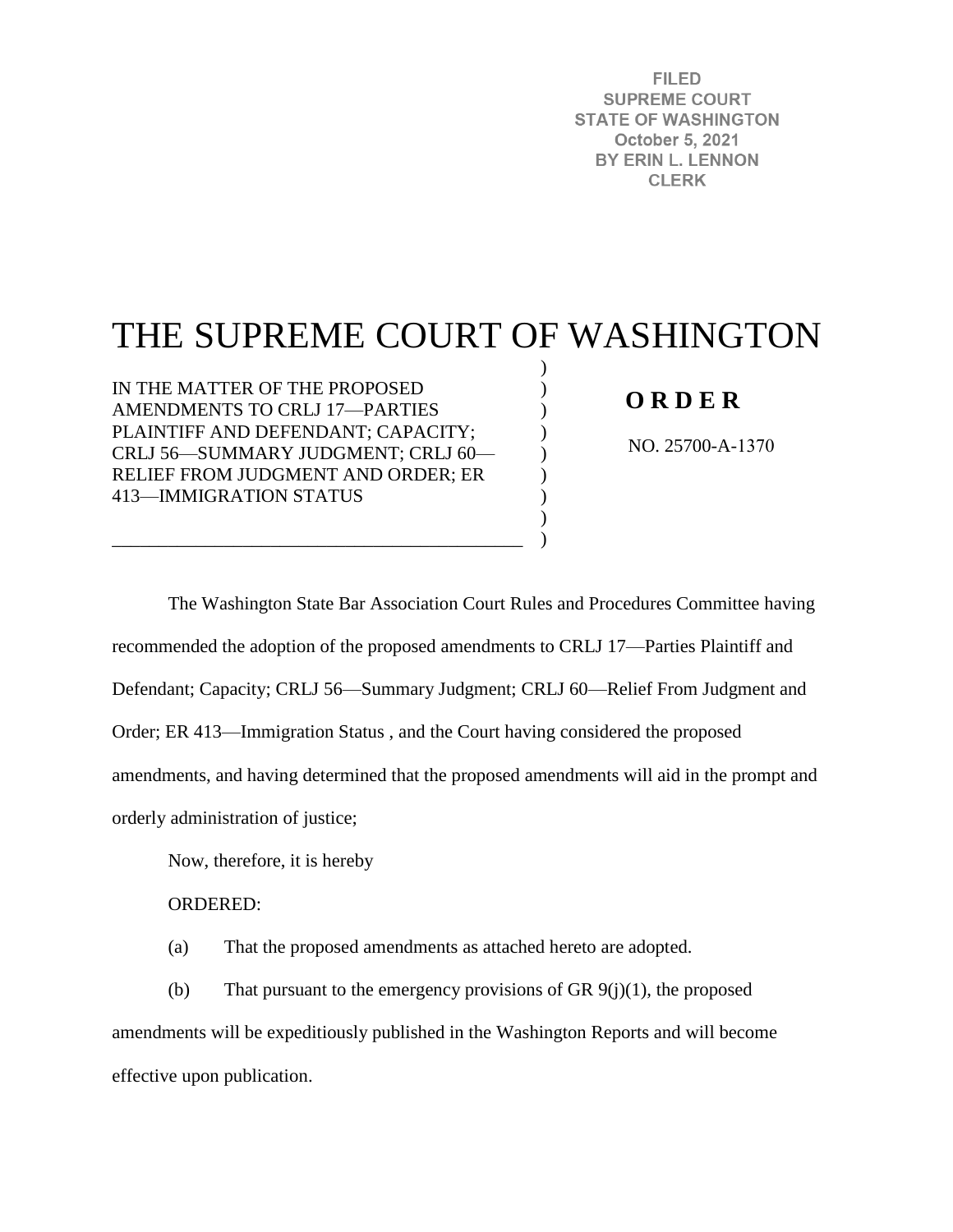FILED
SUPREME COURT
STATE OF WASHINGTON
October 5, 2021
BY ERIN L. LENNON
CLERK

# THE SUPREME COURT OF WASHINGTON

IN THE MATTER OF THE PROPOSED AMENDMENTS TO CRLJ 17—PARTIES PLAINTIFF AND DEFENDANT; CAPACITY; CRLJ 56—SUMMARY JUDGMENT; CRLJ 60—RELIEF FROM JUDGMENT AND ORDER; ER 413—IMMIGRATION STATUS

**O R D E R**

NO. 25700-A-1370

The Washington State Bar Association Court Rules and Procedures Committee having recommended the adoption of the proposed amendments to CRLJ 17—Parties Plaintiff and Defendant; Capacity; CRLJ 56—Summary Judgment; CRLJ 60—Relief From Judgment and Order; ER 413—Immigration Status , and the Court having considered the proposed amendments, and having determined that the proposed amendments will aid in the prompt and orderly administration of justice;

Now, therefore, it is hereby

ORDERED:

(a) That the proposed amendments as attached hereto are adopted.

(b) That pursuant to the emergency provisions of GR 9(j)(1), the proposed amendments will be expeditiously published in the Washington Reports and will become effective upon publication.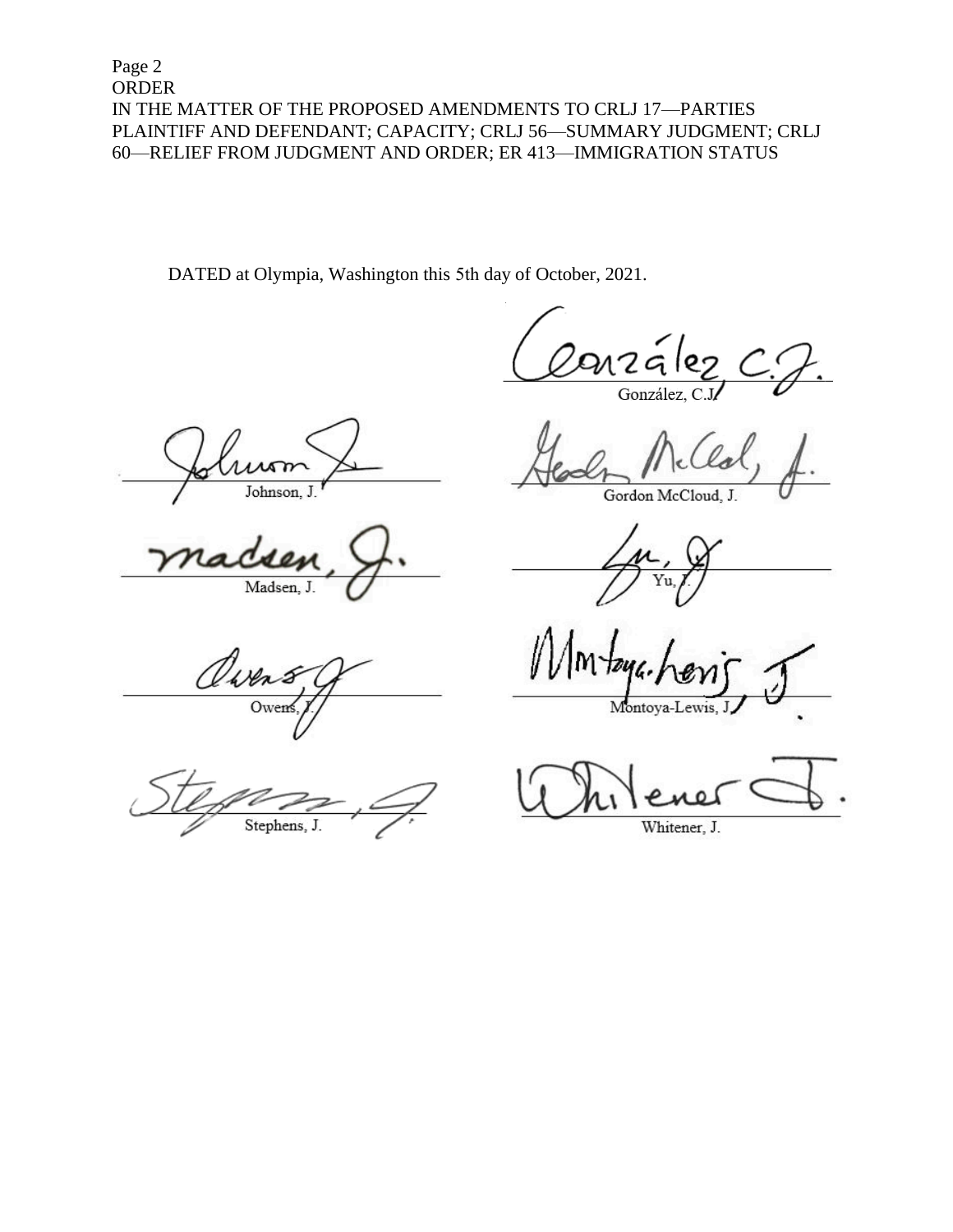Page 2
ORDER
IN THE MATTER OF THE PROPOSED AMENDMENTS TO CRLJ 17—PARTIES PLAINTIFF AND DEFENDANT; CAPACITY; CRLJ 56—SUMMARY JUDGMENT; CRLJ 60—RELIEF FROM JUDGMENT AND ORDER; ER 413—IMMIGRATION STATUS

DATED at Olympia, Washington this 5th day of October, 2021.

González, C.J.

Johnson, J.

Gordon McCloud, J.

Madsen, J.

Yu, J.

Owens, J.

Montoya-Lewis, J.

Stephens, J.

Whitener, J.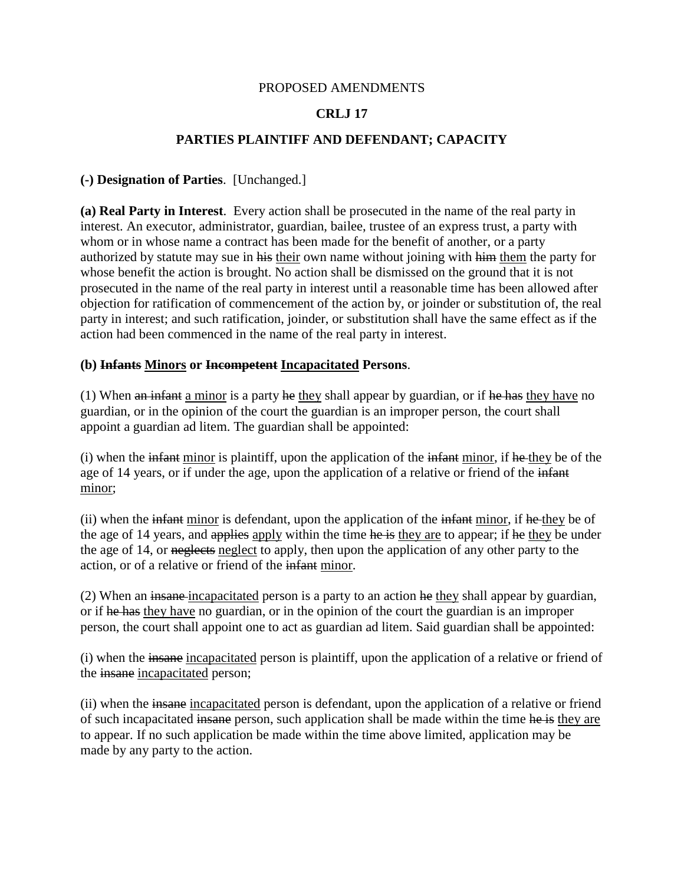PROPOSED AMENDMENTS

**CRLJ 17**

**PARTIES PLAINTIFF AND DEFENDANT; CAPACITY**

**(-) Designation of Parties**. [Unchanged.]

**(a) Real Party in Interest**. Every action shall be prosecuted in the name of the real party in interest. An executor, administrator, guardian, bailee, trustee of an express trust, a party with whom or in whose name a contract has been made for the benefit of another, or a party authorized by statute may sue in ~~his~~ <u>their</u> own name without joining with ~~him~~ <u>them</u> the party for whose benefit the action is brought. No action shall be dismissed on the ground that it is not prosecuted in the name of the real party in interest until a reasonable time has been allowed after objection for ratification of commencement of the action by, or joinder or substitution of, the real party in interest; and such ratification, joinder, or substitution shall have the same effect as if the action had been commenced in the name of the real party in interest.

**(b) ~~Infants~~ <u>Minors</u> or ~~Incompetent~~ <u>Incapacitated</u> Persons**.

(1) When ~~an infant~~ <u>a minor</u> is a party ~~he~~ <u>they</u> shall appear by guardian, or if ~~he has~~ <u>they have</u> no guardian, or in the opinion of the court the guardian is an improper person, the court shall appoint a guardian ad litem. The guardian shall be appointed:

(i) when the ~~infant~~ <u>minor</u> is plaintiff, upon the application of the ~~infant~~ <u>minor</u>, if ~~he~~ <u>they</u> be of the age of 14 years, or if under the age, upon the application of a relative or friend of the ~~infant~~ <u>minor</u>;

(ii) when the ~~infant~~ <u>minor</u> is defendant, upon the application of the ~~infant~~ <u>minor</u>, if ~~he~~ <u>they</u> be of the age of 14 years, and ~~applies~~ <u>apply</u> within the time ~~he is~~ <u>they are</u> to appear; if ~~he~~ <u>they</u> be under the age of 14, or ~~neglects~~ <u>neglect</u> to apply, then upon the application of any other party to the action, or of a relative or friend of the ~~infant~~ <u>minor</u>.

(2) When an ~~insane~~ <u>incapacitated</u> person is a party to an action ~~he~~ <u>they</u> shall appear by guardian, or if ~~he has~~ <u>they have</u> no guardian, or in the opinion of the court the guardian is an improper person, the court shall appoint one to act as guardian ad litem. Said guardian shall be appointed:

(i) when the ~~insane~~ <u>incapacitated</u> person is plaintiff, upon the application of a relative or friend of the ~~insane~~ <u>incapacitated</u> person;

(ii) when the ~~insane~~ <u>incapacitated</u> person is defendant, upon the application of a relative or friend of such incapacitated ~~insane~~ person, such application shall be made within the time ~~he is~~ <u>they are</u> to appear. If no such application be made within the time above limited, application may be made by any party to the action.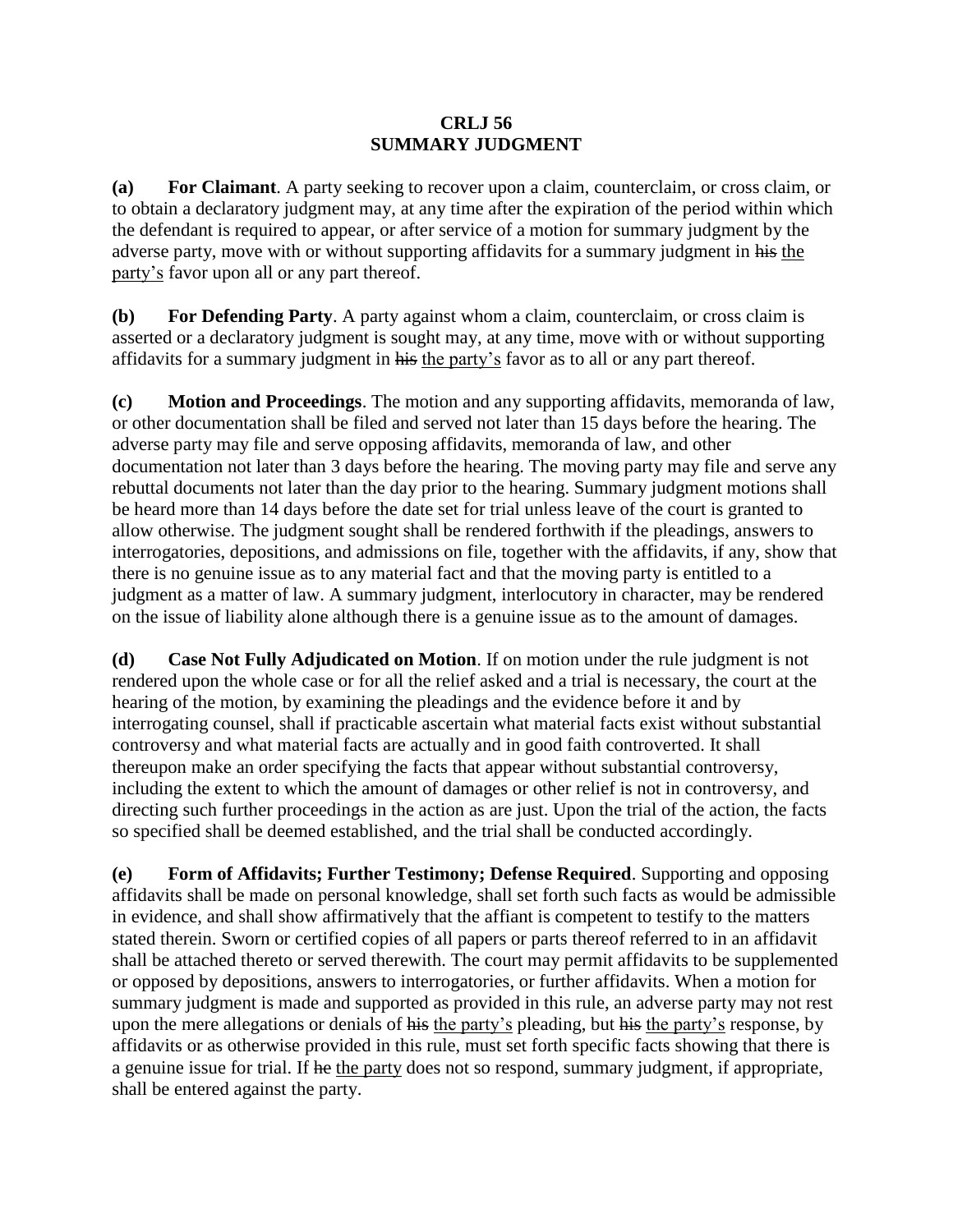# CRLJ 56
# SUMMARY JUDGMENT

**(a) For Claimant**. A party seeking to recover upon a claim, counterclaim, or cross claim, or to obtain a declaratory judgment may, at any time after the expiration of the period within which the defendant is required to appear, or after service of a motion for summary judgment by the adverse party, move with or without supporting affidavits for a summary judgment in ~~his~~ <u>the party's</u> favor upon all or any part thereof.

**(b) For Defending Party**. A party against whom a claim, counterclaim, or cross claim is asserted or a declaratory judgment is sought may, at any time, move with or without supporting affidavits for a summary judgment in ~~his~~ <u>the party's</u> favor as to all or any part thereof.

**(c) Motion and Proceedings**. The motion and any supporting affidavits, memoranda of law, or other documentation shall be filed and served not later than 15 days before the hearing. The adverse party may file and serve opposing affidavits, memoranda of law, and other documentation not later than 3 days before the hearing. The moving party may file and serve any rebuttal documents not later than the day prior to the hearing. Summary judgment motions shall be heard more than 14 days before the date set for trial unless leave of the court is granted to allow otherwise. The judgment sought shall be rendered forthwith if the pleadings, answers to interrogatories, depositions, and admissions on file, together with the affidavits, if any, show that there is no genuine issue as to any material fact and that the moving party is entitled to a judgment as a matter of law. A summary judgment, interlocutory in character, may be rendered on the issue of liability alone although there is a genuine issue as to the amount of damages.

**(d) Case Not Fully Adjudicated on Motion**. If on motion under the rule judgment is not rendered upon the whole case or for all the relief asked and a trial is necessary, the court at the hearing of the motion, by examining the pleadings and the evidence before it and by interrogating counsel, shall if practicable ascertain what material facts exist without substantial controversy and what material facts are actually and in good faith controverted. It shall thereupon make an order specifying the facts that appear without substantial controversy, including the extent to which the amount of damages or other relief is not in controversy, and directing such further proceedings in the action as are just. Upon the trial of the action, the facts so specified shall be deemed established, and the trial shall be conducted accordingly.

**(e) Form of Affidavits; Further Testimony; Defense Required**. Supporting and opposing affidavits shall be made on personal knowledge, shall set forth such facts as would be admissible in evidence, and shall show affirmatively that the affiant is competent to testify to the matters stated therein. Sworn or certified copies of all papers or parts thereof referred to in an affidavit shall be attached thereto or served therewith. The court may permit affidavits to be supplemented or opposed by depositions, answers to interrogatories, or further affidavits. When a motion for summary judgment is made and supported as provided in this rule, an adverse party may not rest upon the mere allegations or denials of ~~his~~ <u>the party's</u> pleading, but ~~his~~ <u>the party's</u> response, by affidavits or as otherwise provided in this rule, must set forth specific facts showing that there is a genuine issue for trial. If ~~he~~ <u>the party</u> does not so respond, summary judgment, if appropriate, shall be entered against the party.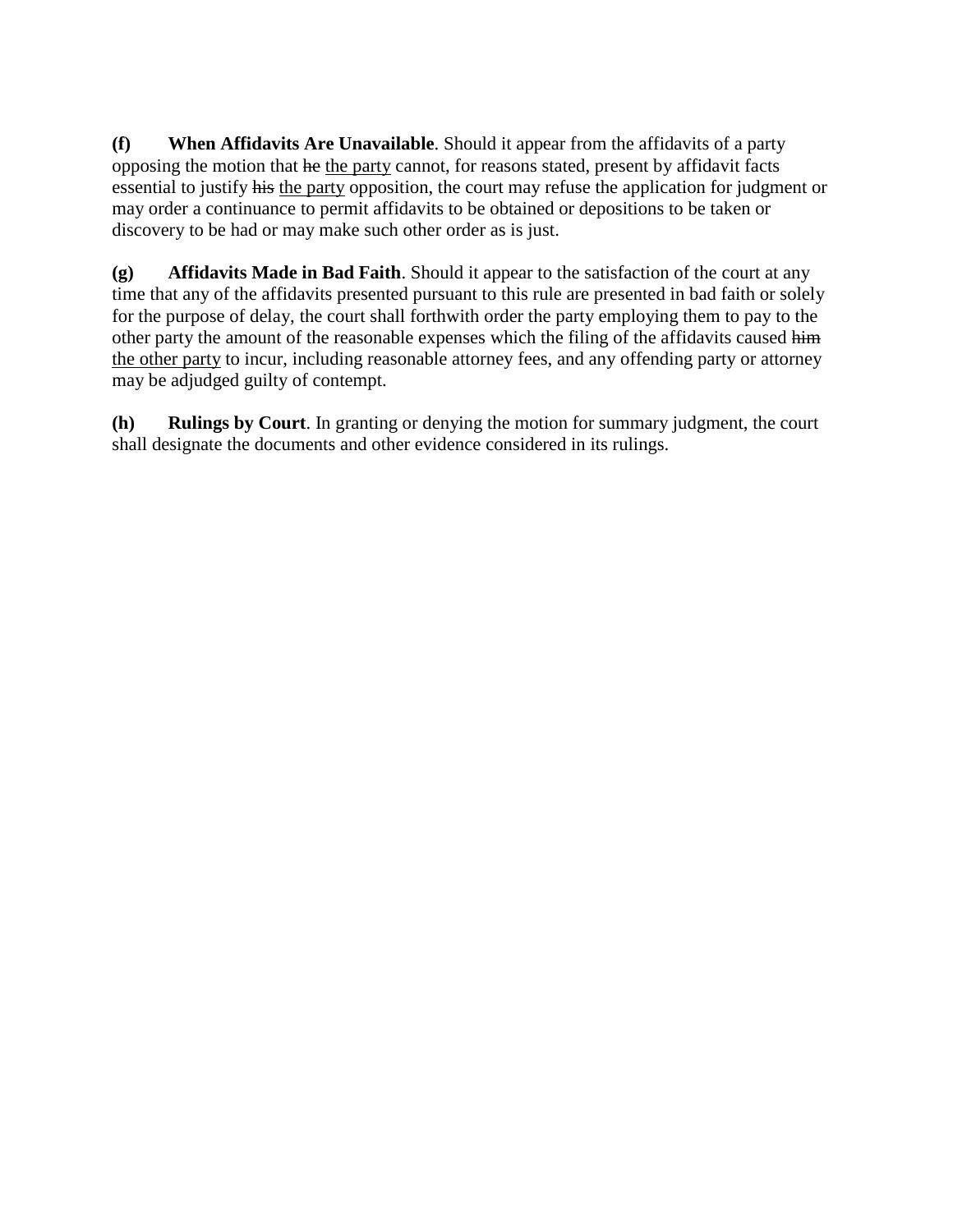**(f)** **When Affidavits Are Unavailable**. Should it appear from the affidavits of a party opposing the motion that ~~he~~ <u>the party</u> cannot, for reasons stated, present by affidavit facts essential to justify ~~his~~ <u>the party</u> opposition, the court may refuse the application for judgment or may order a continuance to permit affidavits to be obtained or depositions to be taken or discovery to be had or may make such other order as is just.

**(g)** **Affidavits Made in Bad Faith**. Should it appear to the satisfaction of the court at any time that any of the affidavits presented pursuant to this rule are presented in bad faith or solely for the purpose of delay, the court shall forthwith order the party employing them to pay to the other party the amount of the reasonable expenses which the filing of the affidavits caused ~~him~~ <u>the other party</u> to incur, including reasonable attorney fees, and any offending party or attorney may be adjudged guilty of contempt.

**(h)** **Rulings by Court**. In granting or denying the motion for summary judgment, the court shall designate the documents and other evidence considered in its rulings.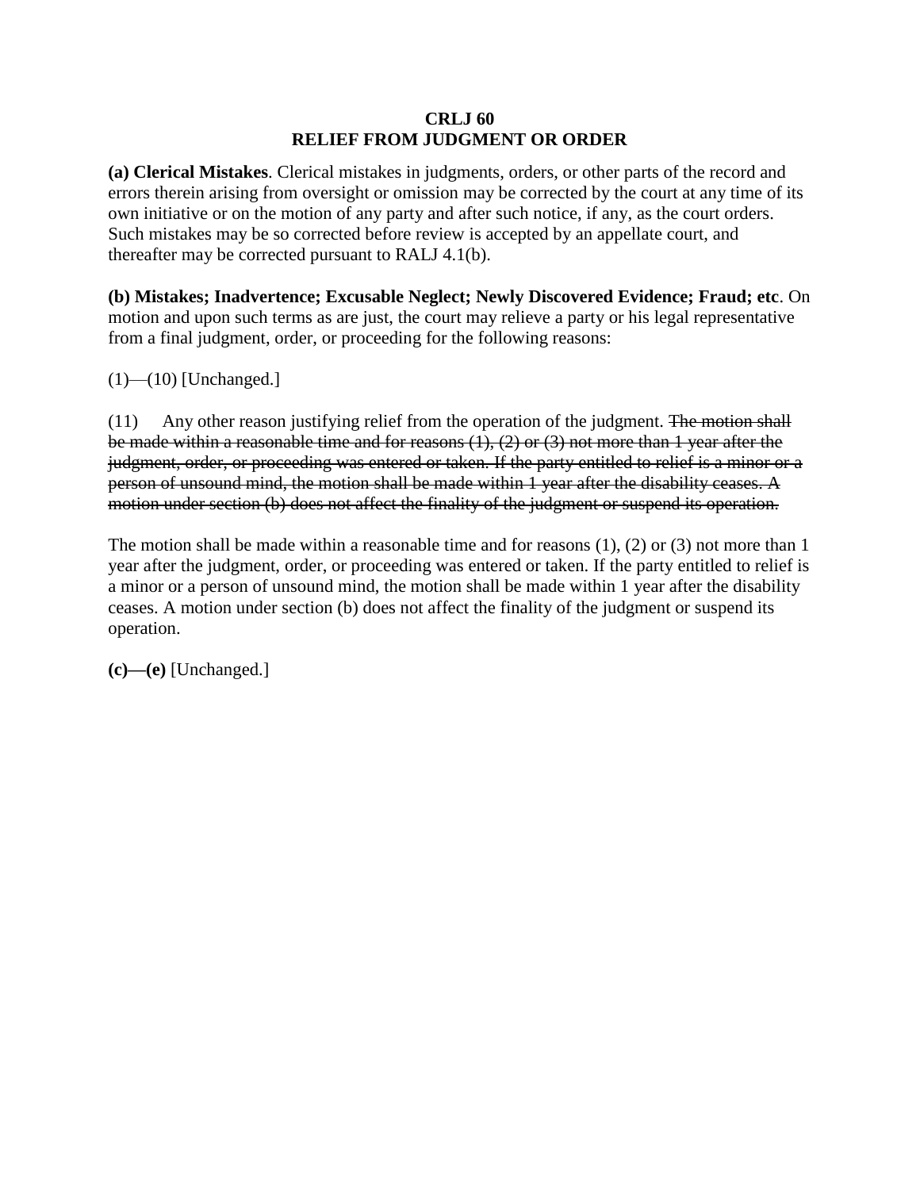**CRLJ 60**
**RELIEF FROM JUDGMENT OR ORDER**

**(a) Clerical Mistakes**. Clerical mistakes in judgments, orders, or other parts of the record and errors therein arising from oversight or omission may be corrected by the court at any time of its own initiative or on the motion of any party and after such notice, if any, as the court orders. Such mistakes may be so corrected before review is accepted by an appellate court, and thereafter may be corrected pursuant to RALJ 4.1(b).

**(b) Mistakes; Inadvertence; Excusable Neglect; Newly Discovered Evidence; Fraud; etc**. On motion and upon such terms as are just, the court may relieve a party or his legal representative from a final judgment, order, or proceeding for the following reasons:

(1)—(10) [Unchanged.]

(11) Any other reason justifying relief from the operation of the judgment. ~~The motion shall be made within a reasonable time and for reasons (1), (2) or (3) not more than 1 year after the judgment, order, or proceeding was entered or taken. If the party entitled to relief is a minor or a person of unsound mind, the motion shall be made within 1 year after the disability ceases. A motion under section (b) does not affect the finality of the judgment or suspend its operation.~~

The motion shall be made within a reasonable time and for reasons (1), (2) or (3) not more than 1 year after the judgment, order, or proceeding was entered or taken. If the party entitled to relief is a minor or a person of unsound mind, the motion shall be made within 1 year after the disability ceases. A motion under section (b) does not affect the finality of the judgment or suspend its operation.

**(c)—(e)** [Unchanged.]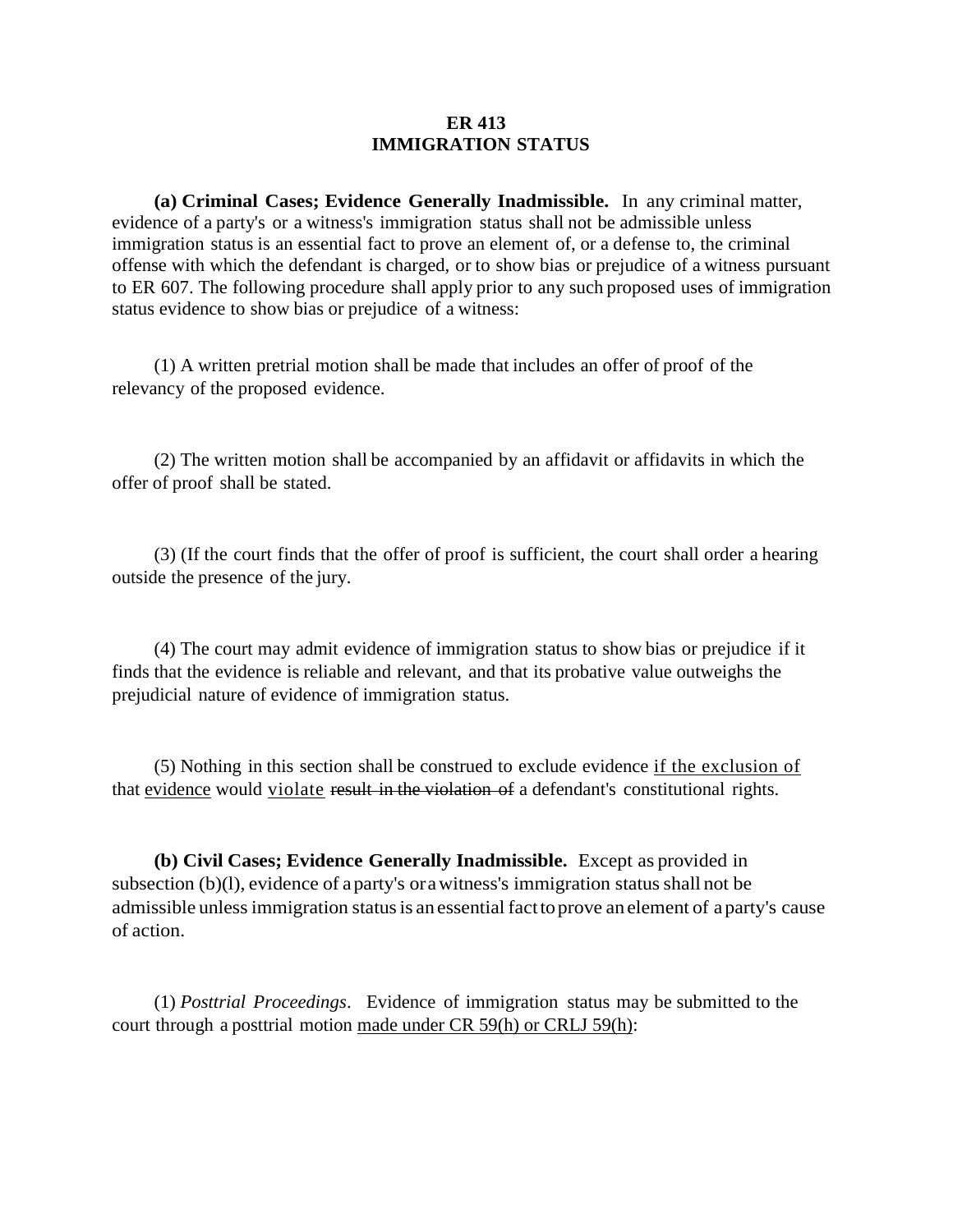# ER 413
# IMMIGRATION STATUS

**(a) Criminal Cases; Evidence Generally Inadmissible.** In any criminal matter, evidence of a party's or a witness's immigration status shall not be admissible unless immigration status is an essential fact to prove an element of, or a defense to, the criminal offense with which the defendant is charged, or to show bias or prejudice of a witness pursuant to ER 607. The following procedure shall apply prior to any such proposed uses of immigration status evidence to show bias or prejudice of a witness:

(1) A written pretrial motion shall be made that includes an offer of proof of the relevancy of the proposed evidence.

(2) The written motion shall be accompanied by an affidavit or affidavits in which the offer of proof shall be stated.

(3) (If the court finds that the offer of proof is sufficient, the court shall order a hearing outside the presence of the jury.

(4) The court may admit evidence of immigration status to show bias or prejudice if it finds that the evidence is reliable and relevant, and that its probative value outweighs the prejudicial nature of evidence of immigration status.

(5) Nothing in this section shall be construed to exclude evidence <u>if the exclusion of</u> that <u>evidence</u> would <u>violate</u> ~~result in the violation of~~ a defendant's constitutional rights.

**(b) Civil Cases; Evidence Generally Inadmissible.** Except as provided in subsection (b)(l), evidence of a party's or a witness's immigration status shall not be admissible unless immigration status is an essential fact to prove an element of a party's cause of action.

(1) *Posttrial Proceedings*. Evidence of immigration status may be submitted to the court through a posttrial motion <u>made under CR 59(h) or CRLJ 59(h)</u>: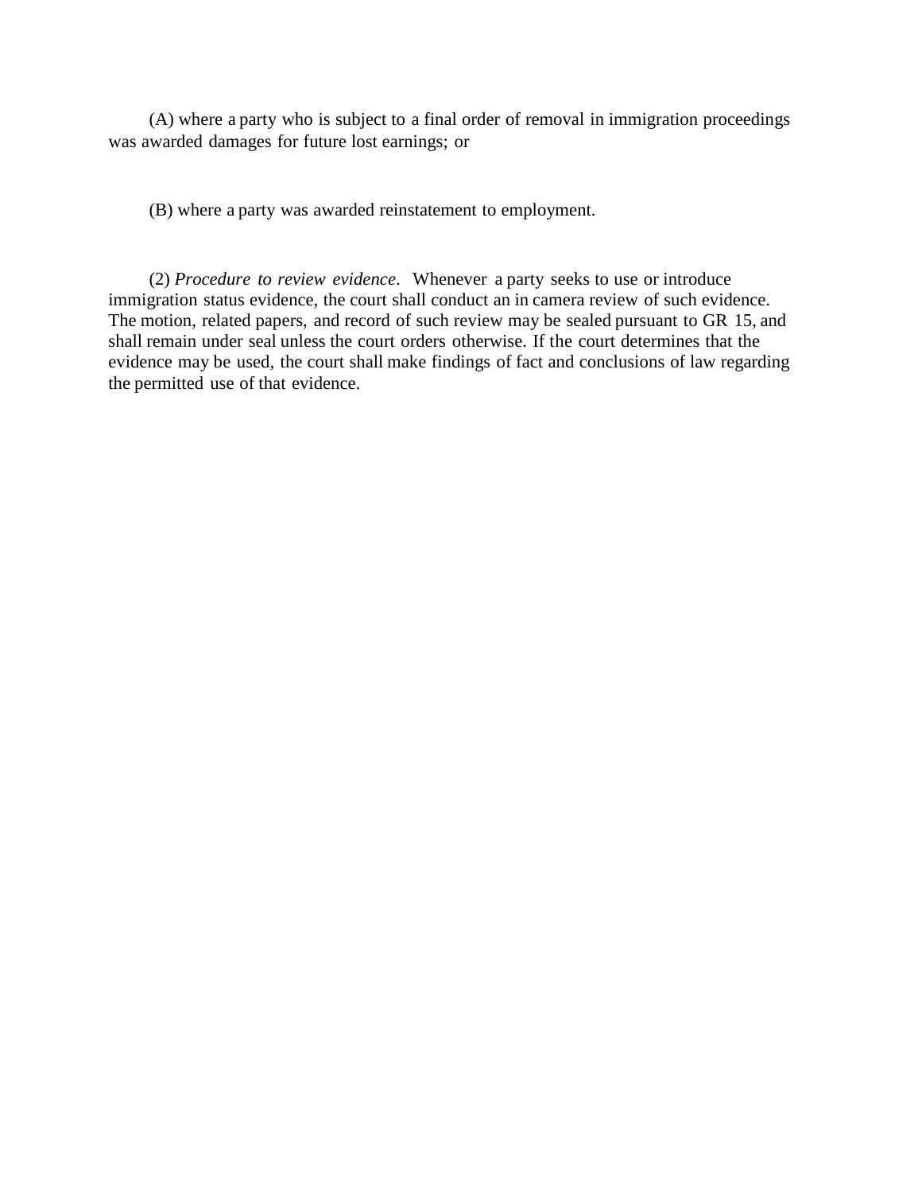(A) where a party who is subject to a final order of removal in immigration proceedings was awarded damages for future lost earnings; or

(B) where a party was awarded reinstatement to employment.

(2) *Procedure to review evidence*. Whenever a party seeks to use or introduce immigration status evidence, the court shall conduct an in camera review of such evidence. The motion, related papers, and record of such review may be sealed pursuant to GR 15, and shall remain under seal unless the court orders otherwise. If the court determines that the evidence may be used, the court shall make findings of fact and conclusions of law regarding the permitted use of that evidence.